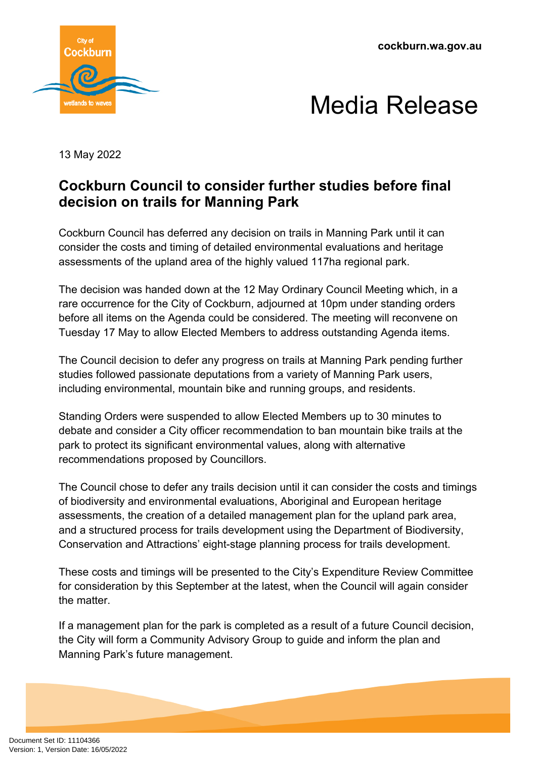cockburn.wa.gov.au

# Media Release

13 May 2022

## Cockburn Council to consider further studies before final decision on trails for Manning Park

Cockburn Council has deferred any decision on trails in Manning Park until it can consider the costs and timing of detailed environmental evaluations and heritage assessments of the upland area of the highly valued 117ha regional park.

The decision was handed down at the 12 May Ordinary Council Meeting which, in a rare occurrence for the City of Cockburn, adjourned at 10pm under standing orders before all items on the Agenda could be considered. The meeting will reconvene on Tuesday 17 May to allow Elected Members to address outstanding Agenda items.

The Council decision to defer any progress on trails at Manning Park pending further studies followed passionate deputations from a variety of Manning Park users, including environmental, mountain bike and running groups, and residents.

Standing Orders were suspended to allow Elected Members up to 30 minutes to debate and consider a City officer recommendation to ban mountain bike trails at the park to protect its significant environmental values, along with alternative recommendations proposed by Councillors.

The Council chose to defer any trails decision until it can consider the costs and timings of biodiversity and environmental evaluations, Aboriginal and European heritage assessments, the creation of a detailed management plan for the upland park area, and a structured process for trails development using the Department of Biodiversity, Conservation and Attractions' eight-stage planning process for trails development.

These costs and timings will be presented to the City's Expenditure Review Committee for consideration by this September at the latest, when the Council will again consider the matter.

If a management plan for the park is completed as a result of a future Council decision, the City will form a Community Advisory Group to guide and inform the plan and Manning Park's future management.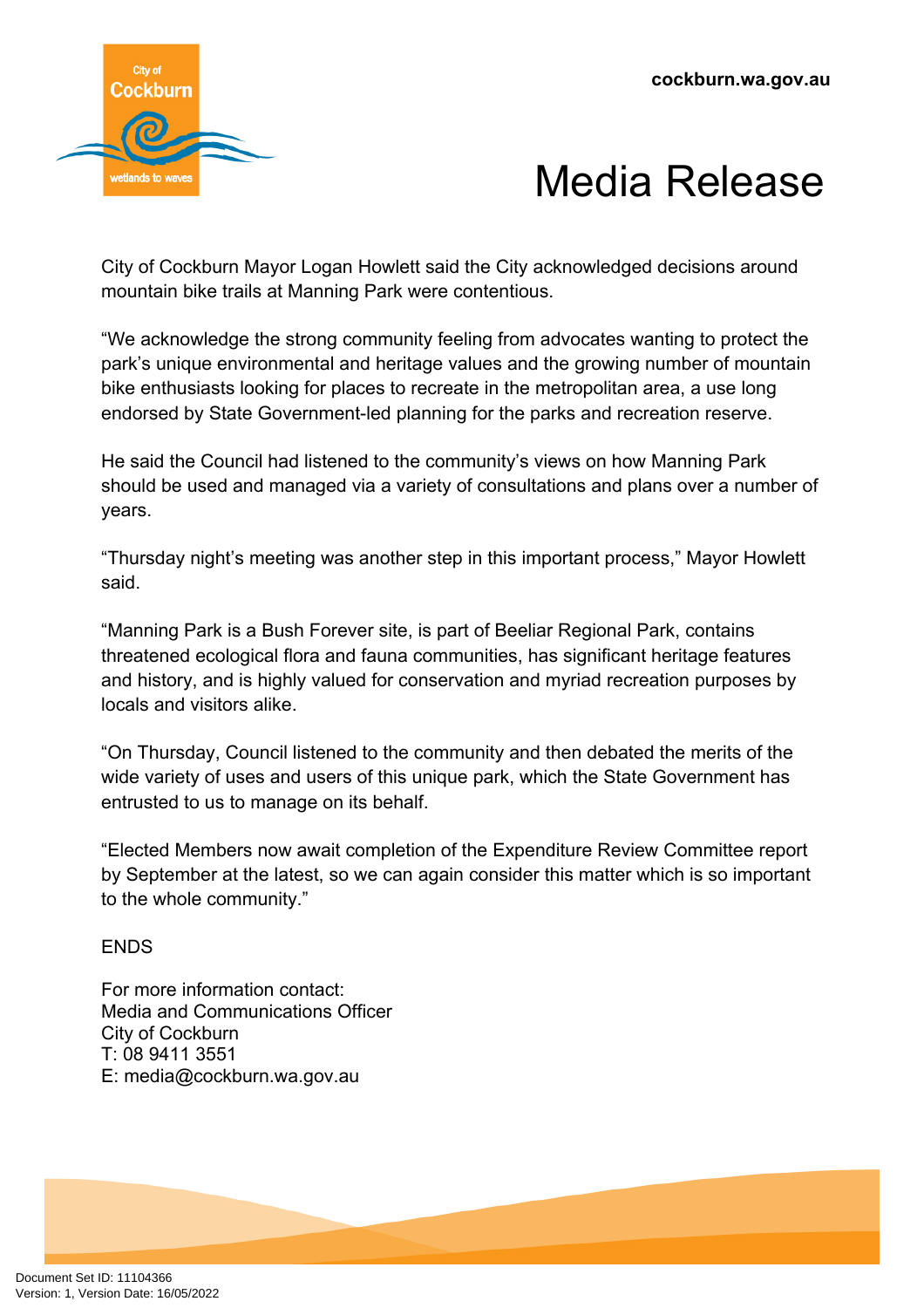# Media Release

City of Cockburn Mayor Logan Howlett said the City acknowledged decisions around mountain bike trails at Manning Park were contentious.

"We acknowledge the strong community feeling from advocates wanting to protect the park's unique environmental and heritage values and the growing number of mountain bike enthusiasts looking for places to recreate in the metropolitan area, a use long endorsed by State Government-led planning for the parks and recreation reserve.

He said the Council had listened to the community's views on how Manning Park should be used and managed via a variety of consultations and plans over a number of years.

"Thursday night's meeting was another step in this important process," Mayor Howlett said.

"Manning Park is a Bush Forever site, is part of Beeliar Regional Park, contains threatened ecological flora and fauna communities, has significant heritage features and history, and is highly valued for conservation and myriad recreation purposes by locals and visitors alike.

"On Thursday, Council listened to the community and then debated the merits of the wide variety of uses and users of this unique park, which the State Government has entrusted to us to manage on its behalf.

"Elected Members now await completion of the Expenditure Review Committee report by September at the latest, so we can again consider this matter which is so important to the whole community."

ENDS

For more information contact:
Media and Communications Officer
City of Cockburn
T: 08 9411 3551
E: media@cockburn.wa.gov.au